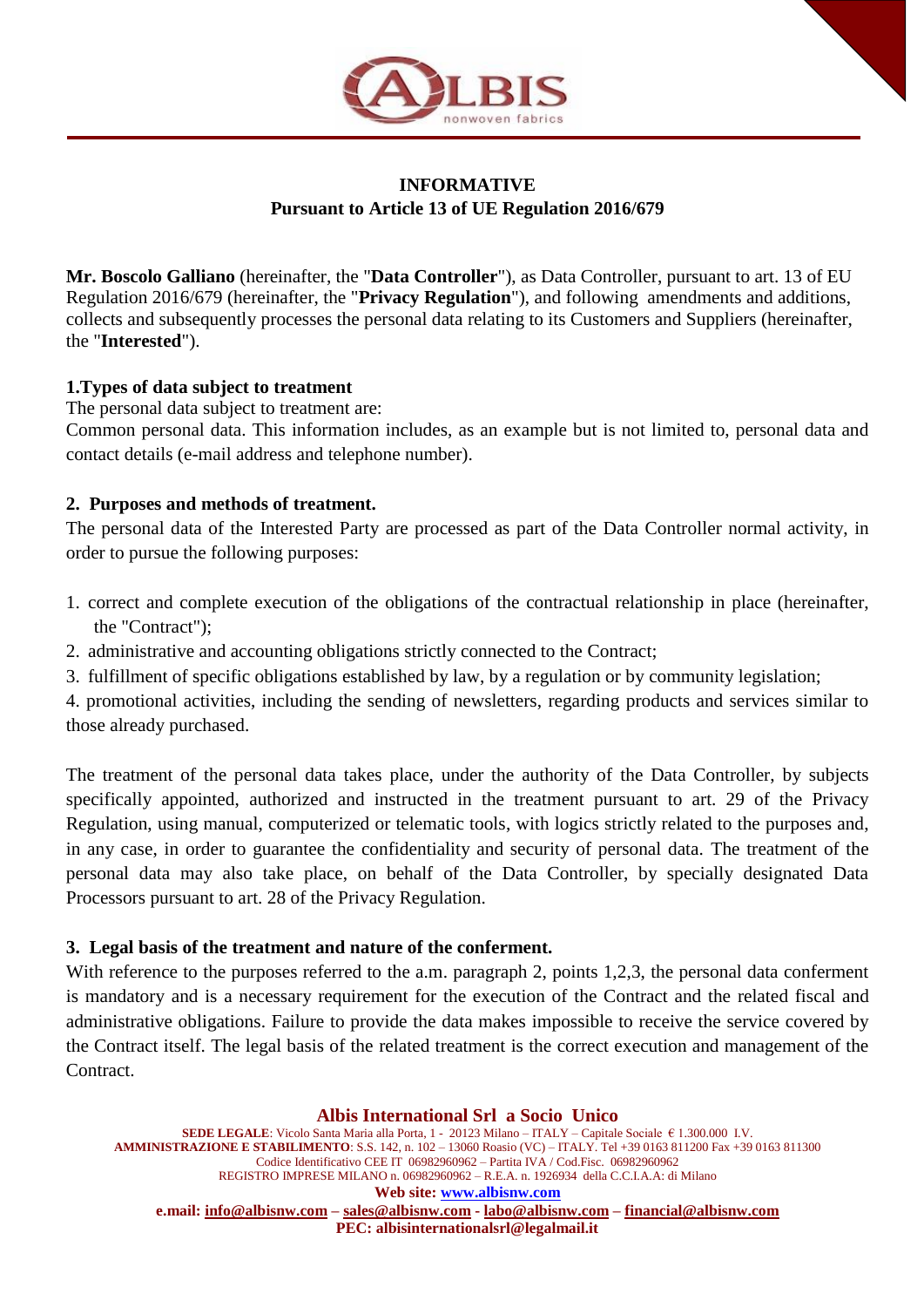**INFORMATIVE**
**Pursuant to Article 13 of UE Regulation 2016/679**

**Mr. Boscolo Galliano** (hereinafter, the "**Data Controller**"), as Data Controller, pursuant to art. 13 of EU Regulation 2016/679 (hereinafter, the "**Privacy Regulation**"), and following amendments and additions, collects and subsequently processes the personal data relating to its Customers and Suppliers (hereinafter, the "**Interested**").

**1.Types of data subject to treatment**

The personal data subject to treatment are:

Common personal data. This information includes, as an example but is not limited to, personal data and contact details (e-mail address and telephone number).

**2. Purposes and methods of treatment.**

The personal data of the Interested Party are processed as part of the Data Controller normal activity, in order to pursue the following purposes:

1. correct and complete execution of the obligations of the contractual relationship in place (hereinafter, the "Contract");
2. administrative and accounting obligations strictly connected to the Contract;
3. fulfillment of specific obligations established by law, by a regulation or by community legislation;
4. promotional activities, including the sending of newsletters, regarding products and services similar to those already purchased.

The treatment of the personal data takes place, under the authority of the Data Controller, by subjects specifically appointed, authorized and instructed in the treatment pursuant to art. 29 of the Privacy Regulation, using manual, computerized or telematic tools, with logics strictly related to the purposes and, in any case, in order to guarantee the confidentiality and security of personal data. The treatment of the personal data may also take place, on behalf of the Data Controller, by specially designated Data Processors pursuant to art. 28 of the Privacy Regulation.

**3. Legal basis of the treatment and nature of the conferment.**

With reference to the purposes referred to the a.m. paragraph 2, points 1,2,3, the personal data conferment is mandatory and is a necessary requirement for the execution of the Contract and the related fiscal and administrative obligations. Failure to provide the data makes impossible to receive the service covered by the Contract itself. The legal basis of the related treatment is the correct execution and management of the Contract.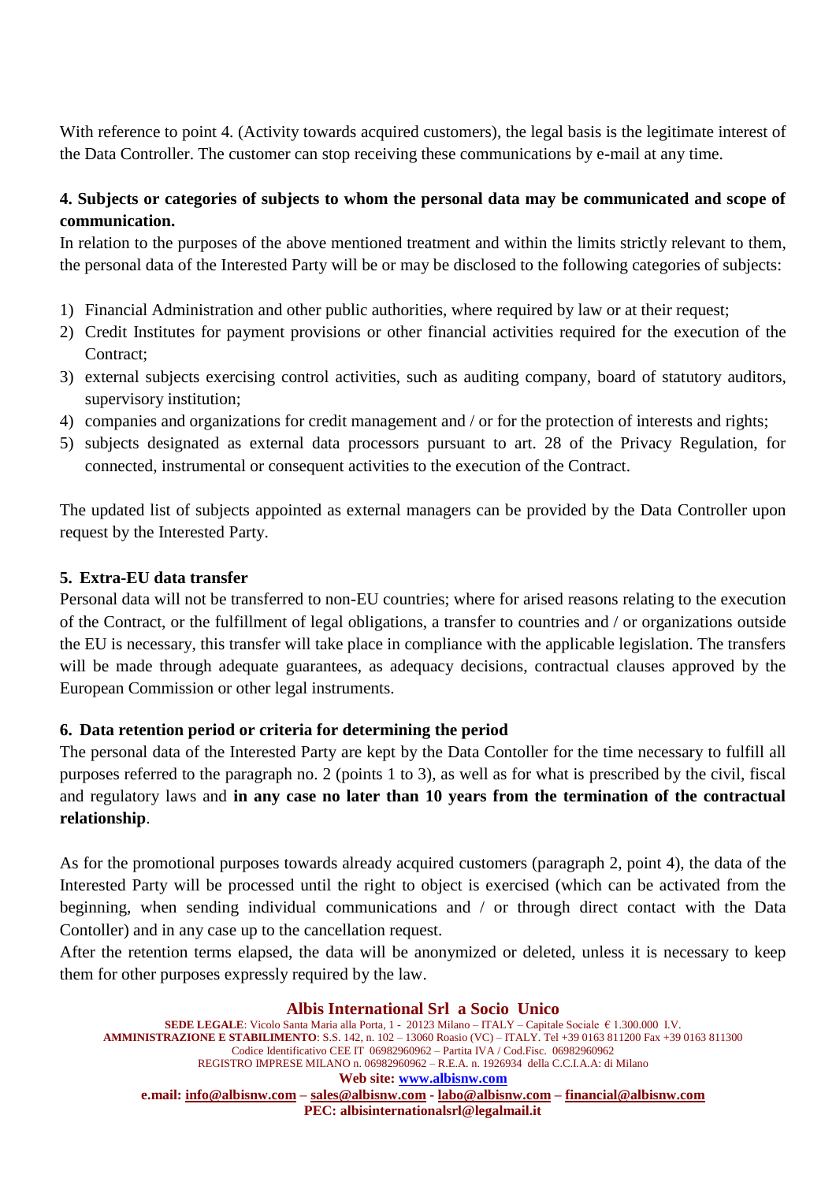With reference to point 4. (Activity towards acquired customers), the legal basis is the legitimate interest of the Data Controller. The customer can stop receiving these communications by e-mail at any time.

**4. Subjects or categories of subjects to whom the personal data may be communicated and scope of communication.**

In relation to the purposes of the above mentioned treatment and within the limits strictly relevant to them, the personal data of the Interested Party will be or may be disclosed to the following categories of subjects:

1) Financial Administration and other public authorities, where required by law or at their request;
2) Credit Institutes for payment provisions or other financial activities required for the execution of the Contract;
3) external subjects exercising control activities, such as auditing company, board of statutory auditors, supervisory institution;
4) companies and organizations for credit management and / or for the protection of interests and rights;
5) subjects designated as external data processors pursuant to art. 28 of the Privacy Regulation, for connected, instrumental or consequent activities to the execution of the Contract.

The updated list of subjects appointed as external managers can be provided by the Data Controller upon request by the Interested Party.

**5. Extra-EU data transfer**

Personal data will not be transferred to non-EU countries; where for arised reasons relating to the execution of the Contract, or the fulfillment of legal obligations, a transfer to countries and / or organizations outside the EU is necessary, this transfer will take place in compliance with the applicable legislation. The transfers will be made through adequate guarantees, as adequacy decisions, contractual clauses approved by the European Commission or other legal instruments.

**6. Data retention period or criteria for determining the period**

The personal data of the Interested Party are kept by the Data Contoller for the time necessary to fulfill all purposes referred to the paragraph no. 2 (points 1 to 3), as well as for what is prescribed by the civil, fiscal and regulatory laws and **in any case no later than 10 years from the termination of the contractual relationship**.

As for the promotional purposes towards already acquired customers (paragraph 2, point 4), the data of the Interested Party will be processed until the right to object is exercised (which can be activated from the beginning, when sending individual communications and / or through direct contact with the Data Contoller) and in any case up to the cancellation request.

After the retention terms elapsed, the data will be anonymized or deleted, unless it is necessary to keep them for other purposes expressly required by the law.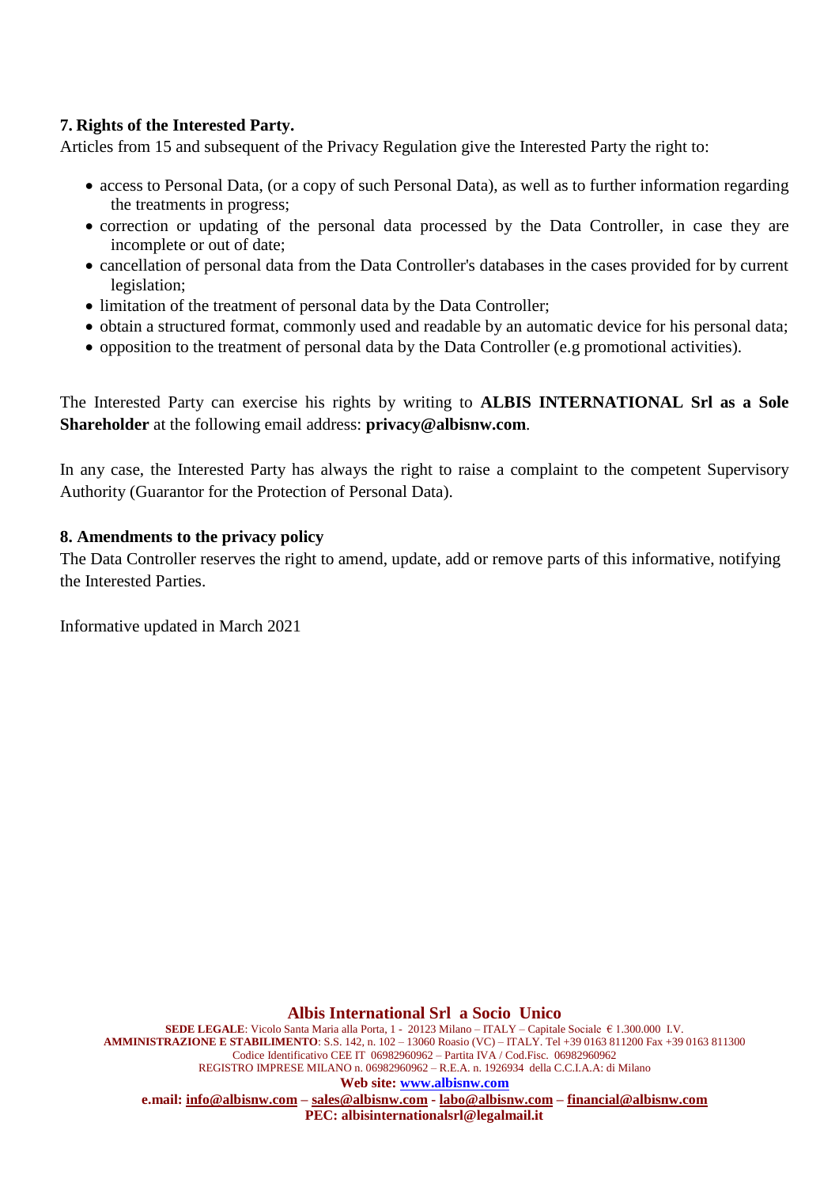**7. Rights of the Interested Party.**

Articles from 15 and subsequent of the Privacy Regulation give the Interested Party the right to:

- access to Personal Data, (or a copy of such Personal Data), as well as to further information regarding the treatments in progress;
- correction or updating of the personal data processed by the Data Controller, in case they are incomplete or out of date;
- cancellation of personal data from the Data Controller's databases in the cases provided for by current legislation;
- limitation of the treatment of personal data by the Data Controller;
- obtain a structured format, commonly used and readable by an automatic device for his personal data;
- opposition to the treatment of personal data by the Data Controller (e.g promotional activities).

The Interested Party can exercise his rights by writing to **ALBIS INTERNATIONAL Srl as a Sole Shareholder** at the following email address: **privacy@albisnw.com**.

In any case, the Interested Party has always the right to raise a complaint to the competent Supervisory Authority (Guarantor for the Protection of Personal Data).

**8. Amendments to the privacy policy**

The Data Controller reserves the right to amend, update, add or remove parts of this informative, notifying the Interested Parties.

Informative updated in March 2021

**Albis International Srl a Socio Unico**

**SEDE LEGALE**: Vicolo Santa Maria alla Porta, 1 - 20123 Milano – ITALY – Capitale Sociale € 1.300.000 I.V.
**AMMINISTRAZIONE E STABILIMENTO**: S.S. 142, n. 102 – 13060 Roasio (VC) – ITALY. Tel +39 0163 811200 Fax +39 0163 811300
Codice Identificativo CEE IT 06982960962 – Partita IVA / Cod.Fisc. 06982960962
REGISTRO IMPRESE MILANO n. 06982960962 – R.E.A. n. 1926934 della C.C.I.A.A: di Milano
**Web site: www.albisnw.com**
**e.mail: info@albisnw.com – sales@albisnw.com - labo@albisnw.com – financial@albisnw.com**
**PEC: albisinternationalsrl@legalmail.it**